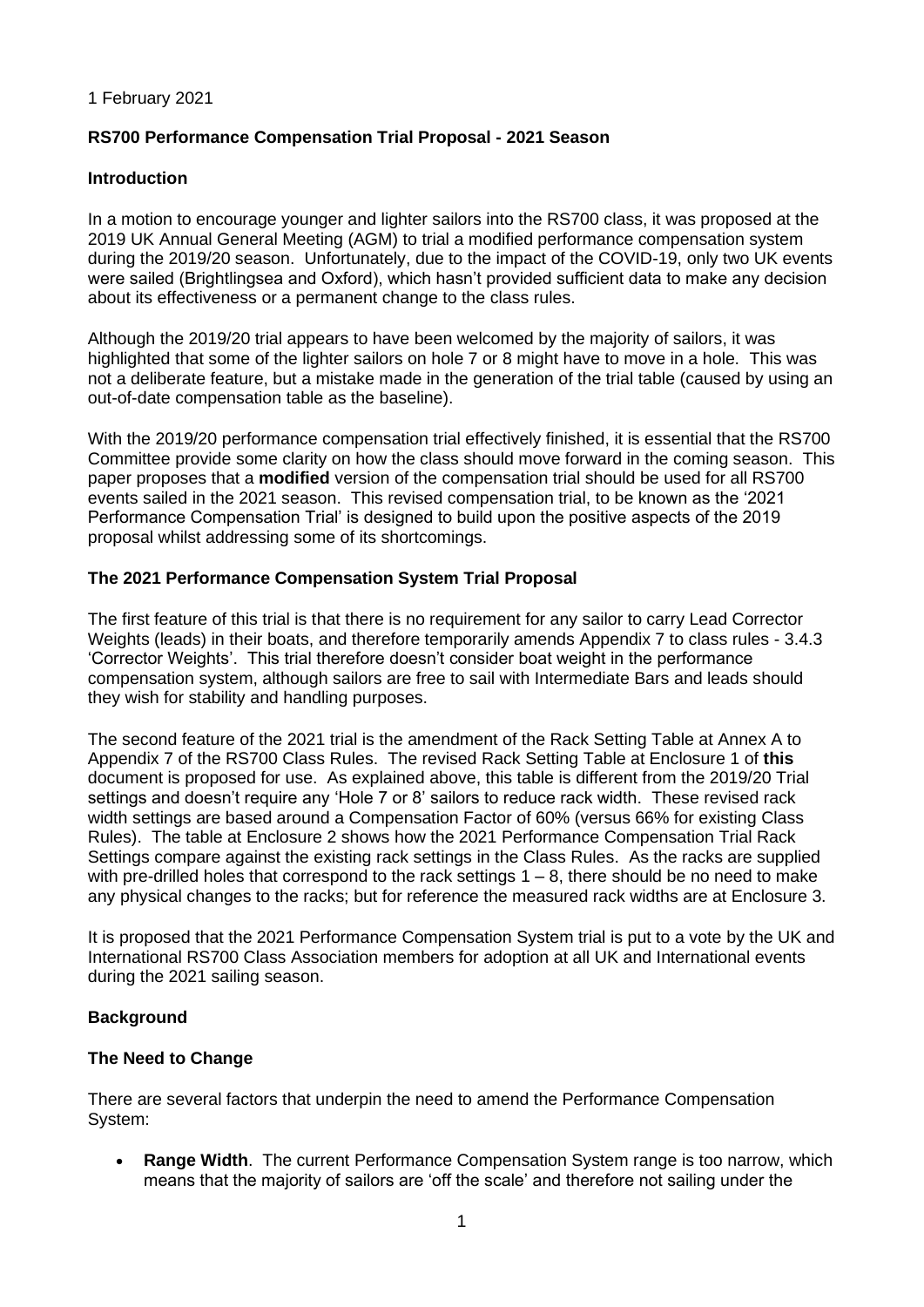1 February 2021

**RS700 Performance Compensation Trial Proposal - 2021 Season**

**Introduction**

In a motion to encourage younger and lighter sailors into the RS700 class, it was proposed at the 2019 UK Annual General Meeting (AGM) to trial a modified performance compensation system during the 2019/20 season. Unfortunately, due to the impact of the COVID-19, only two UK events were sailed (Brightlingsea and Oxford), which hasn't provided sufficient data to make any decision about its effectiveness or a permanent change to the class rules.

Although the 2019/20 trial appears to have been welcomed by the majority of sailors, it was highlighted that some of the lighter sailors on hole 7 or 8 might have to move in a hole. This was not a deliberate feature, but a mistake made in the generation of the trial table (caused by using an out-of-date compensation table as the baseline).

With the 2019/20 performance compensation trial effectively finished, it is essential that the RS700 Committee provide some clarity on how the class should move forward in the coming season. This paper proposes that a **modified** version of the compensation trial should be used for all RS700 events sailed in the 2021 season. This revised compensation trial, to be known as the '2021 Performance Compensation Trial' is designed to build upon the positive aspects of the 2019 proposal whilst addressing some of its shortcomings.

**The 2021 Performance Compensation System Trial Proposal**

The first feature of this trial is that there is no requirement for any sailor to carry Lead Corrector Weights (leads) in their boats, and therefore temporarily amends Appendix 7 to class rules - 3.4.3 'Corrector Weights'. This trial therefore doesn't consider boat weight in the performance compensation system, although sailors are free to sail with Intermediate Bars and leads should they wish for stability and handling purposes.

The second feature of the 2021 trial is the amendment of the Rack Setting Table at Annex A to Appendix 7 of the RS700 Class Rules. The revised Rack Setting Table at Enclosure 1 of **this** document is proposed for use. As explained above, this table is different from the 2019/20 Trial settings and doesn't require any 'Hole 7 or 8' sailors to reduce rack width. These revised rack width settings are based around a Compensation Factor of 60% (versus 66% for existing Class Rules). The table at Enclosure 2 shows how the 2021 Performance Compensation Trial Rack Settings compare against the existing rack settings in the Class Rules. As the racks are supplied with pre-drilled holes that correspond to the rack settings 1 – 8, there should be no need to make any physical changes to the racks; but for reference the measured rack widths are at Enclosure 3.

It is proposed that the 2021 Performance Compensation System trial is put to a vote by the UK and International RS700 Class Association members for adoption at all UK and International events during the 2021 sailing season.

**Background**

**The Need to Change**

There are several factors that underpin the need to amend the Performance Compensation System:

- **Range Width**. The current Performance Compensation System range is too narrow, which means that the majority of sailors are 'off the scale' and therefore not sailing under the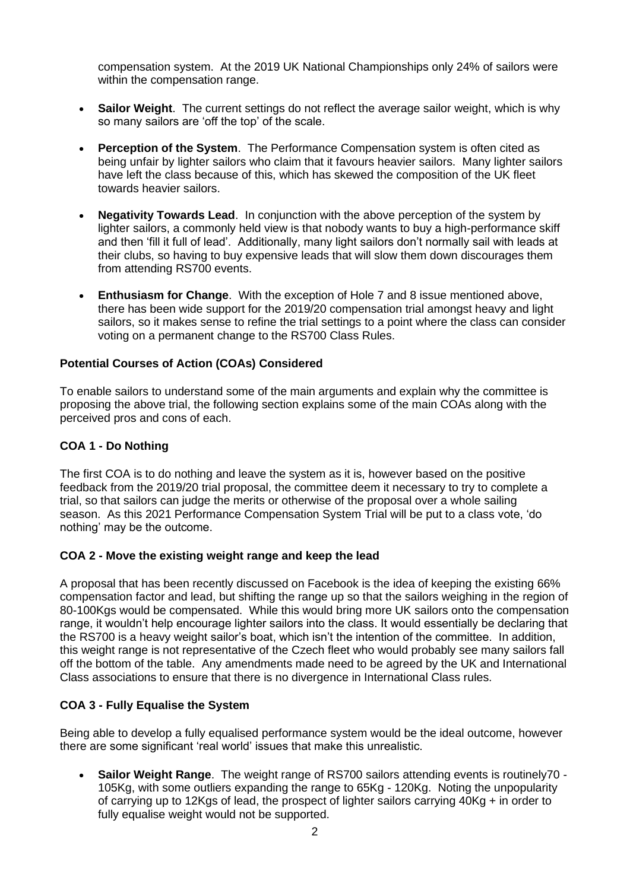compensation system. At the 2019 UK National Championships only 24% of sailors were within the compensation range.

- **Sailor Weight**. The current settings do not reflect the average sailor weight, which is why so many sailors are 'off the top' of the scale.

- **Perception of the System**. The Performance Compensation system is often cited as being unfair by lighter sailors who claim that it favours heavier sailors. Many lighter sailors have left the class because of this, which has skewed the composition of the UK fleet towards heavier sailors.

- **Negativity Towards Lead**. In conjunction with the above perception of the system by lighter sailors, a commonly held view is that nobody wants to buy a high-performance skiff and then 'fill it full of lead'. Additionally, many light sailors don't normally sail with leads at their clubs, so having to buy expensive leads that will slow them down discourages them from attending RS700 events.

- **Enthusiasm for Change**. With the exception of Hole 7 and 8 issue mentioned above, there has been wide support for the 2019/20 compensation trial amongst heavy and light sailors, so it makes sense to refine the trial settings to a point where the class can consider voting on a permanent change to the RS700 Class Rules.

**Potential Courses of Action (COAs) Considered**

To enable sailors to understand some of the main arguments and explain why the committee is proposing the above trial, the following section explains some of the main COAs along with the perceived pros and cons of each.

**COA 1 - Do Nothing**

The first COA is to do nothing and leave the system as it is, however based on the positive feedback from the 2019/20 trial proposal, the committee deem it necessary to try to complete a trial, so that sailors can judge the merits or otherwise of the proposal over a whole sailing season. As this 2021 Performance Compensation System Trial will be put to a class vote, 'do nothing' may be the outcome.

**COA 2 - Move the existing weight range and keep the lead**

A proposal that has been recently discussed on Facebook is the idea of keeping the existing 66% compensation factor and lead, but shifting the range up so that the sailors weighing in the region of 80-100Kgs would be compensated. While this would bring more UK sailors onto the compensation range, it wouldn't help encourage lighter sailors into the class. It would essentially be declaring that the RS700 is a heavy weight sailor's boat, which isn't the intention of the committee. In addition, this weight range is not representative of the Czech fleet who would probably see many sailors fall off the bottom of the table. Any amendments made need to be agreed by the UK and International Class associations to ensure that there is no divergence in International Class rules.

**COA 3 - Fully Equalise the System**

Being able to develop a fully equalised performance system would be the ideal outcome, however there are some significant 'real world' issues that make this unrealistic.

- **Sailor Weight Range**. The weight range of RS700 sailors attending events is routinely70 - 105Kg, with some outliers expanding the range to 65Kg - 120Kg. Noting the unpopularity of carrying up to 12Kgs of lead, the prospect of lighter sailors carrying 40Kg + in order to fully equalise weight would not be supported.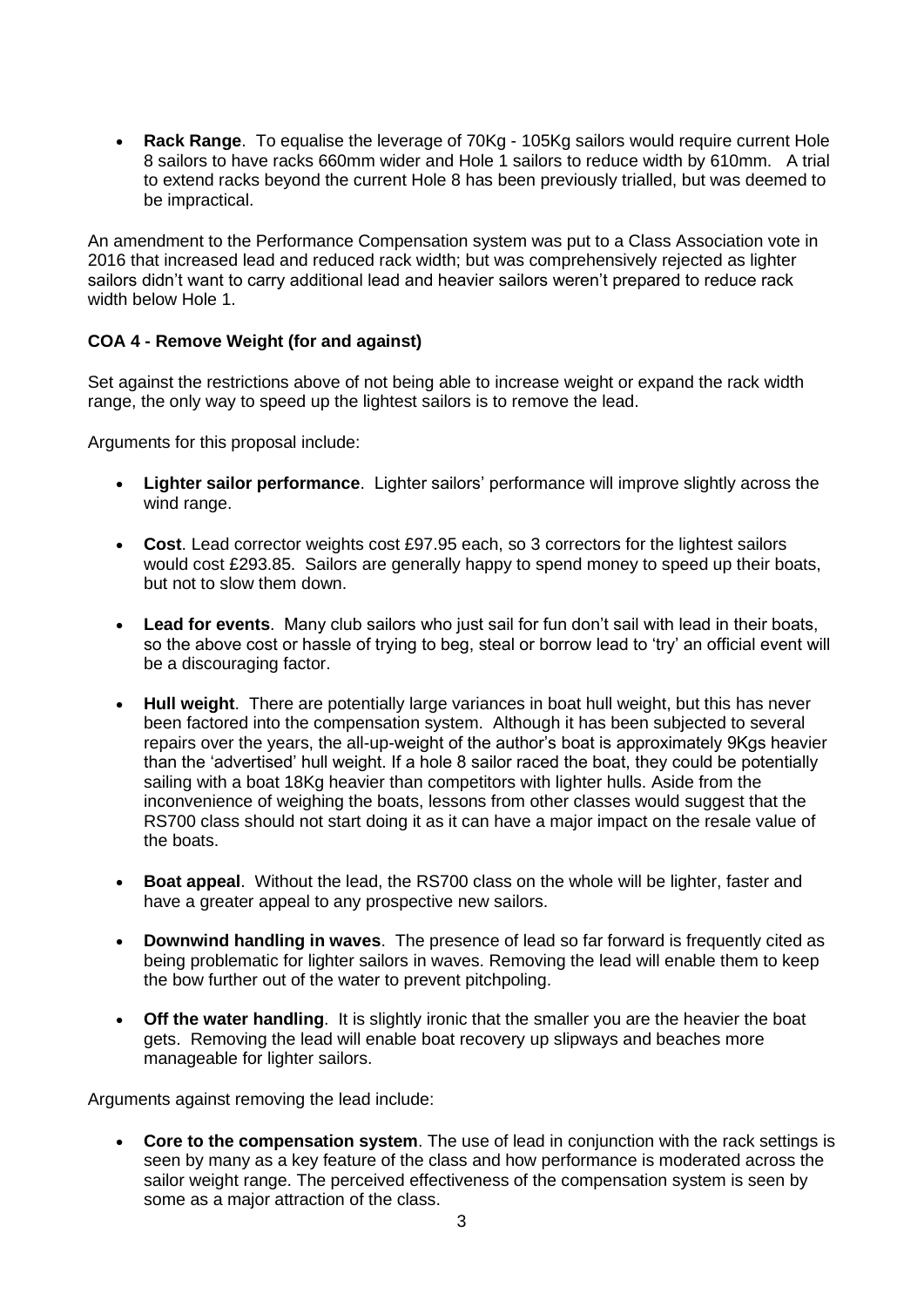- **Rack Range**. To equalise the leverage of 70Kg - 105Kg sailors would require current Hole 8 sailors to have racks 660mm wider and Hole 1 sailors to reduce width by 610mm. A trial to extend racks beyond the current Hole 8 has been previously trialled, but was deemed to be impractical.

An amendment to the Performance Compensation system was put to a Class Association vote in 2016 that increased lead and reduced rack width; but was comprehensively rejected as lighter sailors didn't want to carry additional lead and heavier sailors weren't prepared to reduce rack width below Hole 1.

**COA 4 - Remove Weight (for and against)**

Set against the restrictions above of not being able to increase weight or expand the rack width range, the only way to speed up the lightest sailors is to remove the lead.

Arguments for this proposal include:

- **Lighter sailor performance**. Lighter sailors' performance will improve slightly across the wind range.

- **Cost**. Lead corrector weights cost £97.95 each, so 3 correctors for the lightest sailors would cost £293.85. Sailors are generally happy to spend money to speed up their boats, but not to slow them down.

- **Lead for events**. Many club sailors who just sail for fun don't sail with lead in their boats, so the above cost or hassle of trying to beg, steal or borrow lead to 'try' an official event will be a discouraging factor.

- **Hull weight**. There are potentially large variances in boat hull weight, but this has never been factored into the compensation system. Although it has been subjected to several repairs over the years, the all-up-weight of the author's boat is approximately 9Kgs heavier than the 'advertised' hull weight. If a hole 8 sailor raced the boat, they could be potentially sailing with a boat 18Kg heavier than competitors with lighter hulls. Aside from the inconvenience of weighing the boats, lessons from other classes would suggest that the RS700 class should not start doing it as it can have a major impact on the resale value of the boats.

- **Boat appeal**. Without the lead, the RS700 class on the whole will be lighter, faster and have a greater appeal to any prospective new sailors.

- **Downwind handling in waves**. The presence of lead so far forward is frequently cited as being problematic for lighter sailors in waves. Removing the lead will enable them to keep the bow further out of the water to prevent pitchpoling.

- **Off the water handling**. It is slightly ironic that the smaller you are the heavier the boat gets. Removing the lead will enable boat recovery up slipways and beaches more manageable for lighter sailors.

Arguments against removing the lead include:

- **Core to the compensation system**. The use of lead in conjunction with the rack settings is seen by many as a key feature of the class and how performance is moderated across the sailor weight range. The perceived effectiveness of the compensation system is seen by some as a major attraction of the class.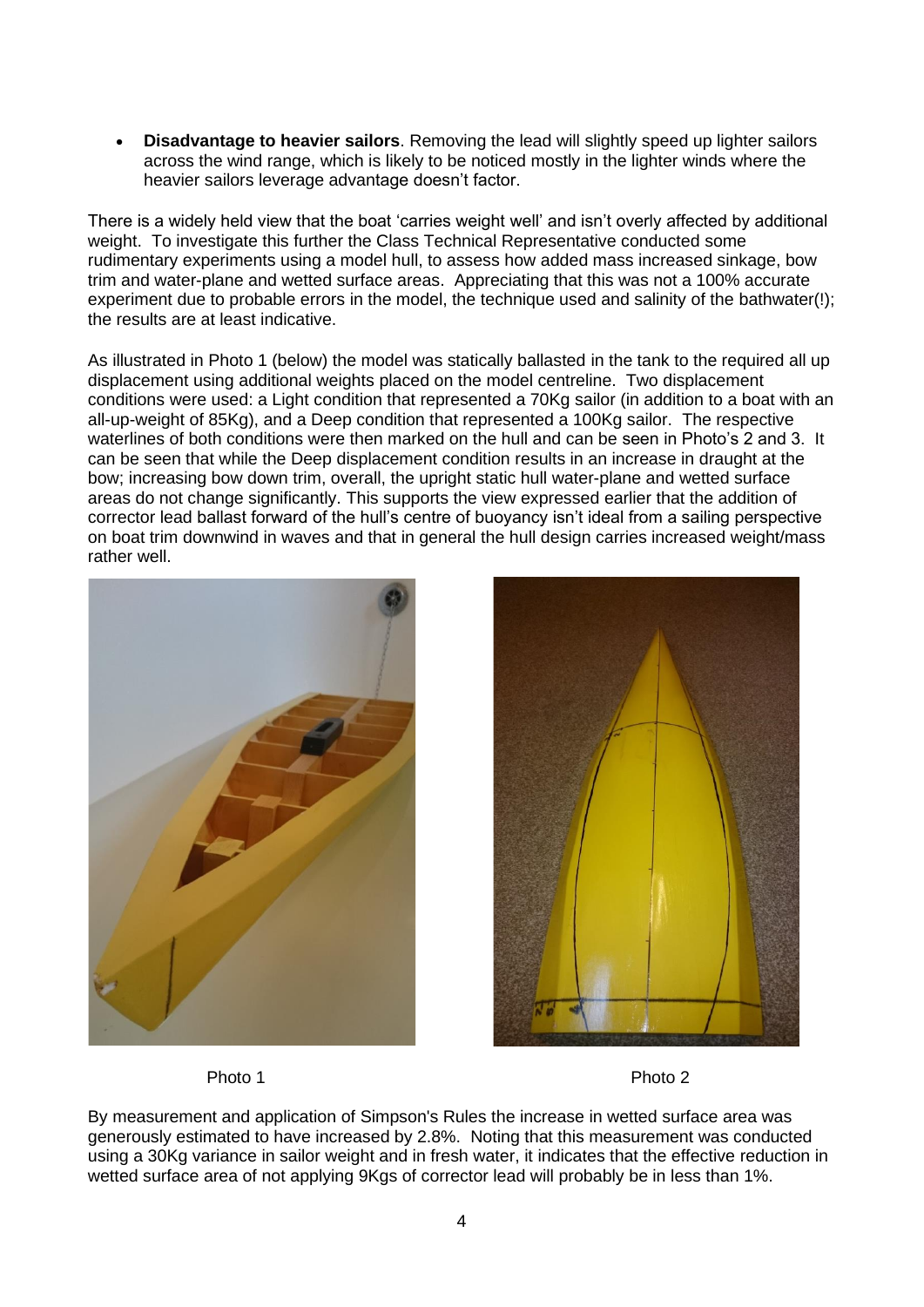- **Disadvantage to heavier sailors**. Removing the lead will slightly speed up lighter sailors across the wind range, which is likely to be noticed mostly in the lighter winds where the heavier sailors leverage advantage doesn't factor.

There is a widely held view that the boat 'carries weight well' and isn't overly affected by additional weight. To investigate this further the Class Technical Representative conducted some rudimentary experiments using a model hull, to assess how added mass increased sinkage, bow trim and water-plane and wetted surface areas. Appreciating that this was not a 100% accurate experiment due to probable errors in the model, the technique used and salinity of the bathwater(!); the results are at least indicative.

As illustrated in Photo 1 (below) the model was statically ballasted in the tank to the required all up displacement using additional weights placed on the model centreline. Two displacement conditions were used: a Light condition that represented a 70Kg sailor (in addition to a boat with an all-up-weight of 85Kg), and a Deep condition that represented a 100Kg sailor. The respective waterlines of both conditions were then marked on the hull and can be seen in Photo's 2 and 3. It can be seen that while the Deep displacement condition results in an increase in draught at the bow; increasing bow down trim, overall, the upright static hull water-plane and wetted surface areas do not change significantly. This supports the view expressed earlier that the addition of corrector lead ballast forward of the hull's centre of buoyancy isn't ideal from a sailing perspective on boat trim downwind in waves and that in general the hull design carries increased weight/mass rather well.

Photo 1

Photo 2

By measurement and application of Simpson's Rules the increase in wetted surface area was generously estimated to have increased by 2.8%. Noting that this measurement was conducted using a 30Kg variance in sailor weight and in fresh water, it indicates that the effective reduction in wetted surface area of not applying 9Kgs of corrector lead will probably be in less than 1%.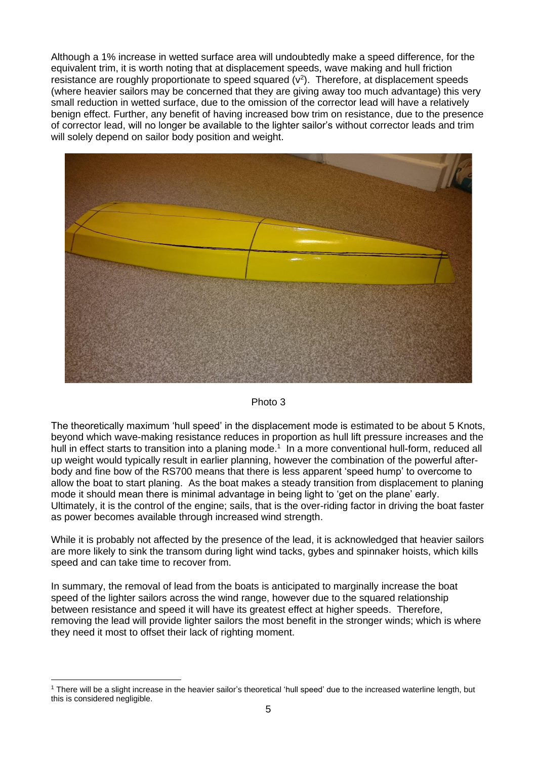Although a 1% increase in wetted surface area will undoubtedly make a speed difference, for the equivalent trim, it is worth noting that at displacement speeds, wave making and hull friction resistance are roughly proportionate to speed squared ($v^2$). Therefore, at displacement speeds (where heavier sailors may be concerned that they are giving away too much advantage) this very small reduction in wetted surface, due to the omission of the corrector lead will have a relatively benign effect. Further, any benefit of having increased bow trim on resistance, due to the presence of corrector lead, will no longer be available to the lighter sailor's without corrector leads and trim will solely depend on sailor body position and weight.

Photo 3

The theoretically maximum 'hull speed' in the displacement mode is estimated to be about 5 Knots, beyond which wave-making resistance reduces in proportion as hull lift pressure increases and the hull in effect starts to transition into a planing mode.[1] In a more conventional hull-form, reduced all up weight would typically result in earlier planning, however the combination of the powerful after-body and fine bow of the RS700 means that there is less apparent 'speed hump' to overcome to allow the boat to start planing. As the boat makes a steady transition from displacement to planing mode it should mean there is minimal advantage in being light to 'get on the plane' early. Ultimately, it is the control of the engine; sails, that is the over-riding factor in driving the boat faster as power becomes available through increased wind strength.

While it is probably not affected by the presence of the lead, it is acknowledged that heavier sailors are more likely to sink the transom during light wind tacks, gybes and spinnaker hoists, which kills speed and can take time to recover from.

In summary, the removal of lead from the boats is anticipated to marginally increase the boat speed of the lighter sailors across the wind range, however due to the squared relationship between resistance and speed it will have its greatest effect at higher speeds. Therefore, removing the lead will provide lighter sailors the most benefit in the stronger winds; which is where they need it most to offset their lack of righting moment.

[1] There will be a slight increase in the heavier sailor's theoretical 'hull speed' due to the increased waterline length, but this is considered negligible.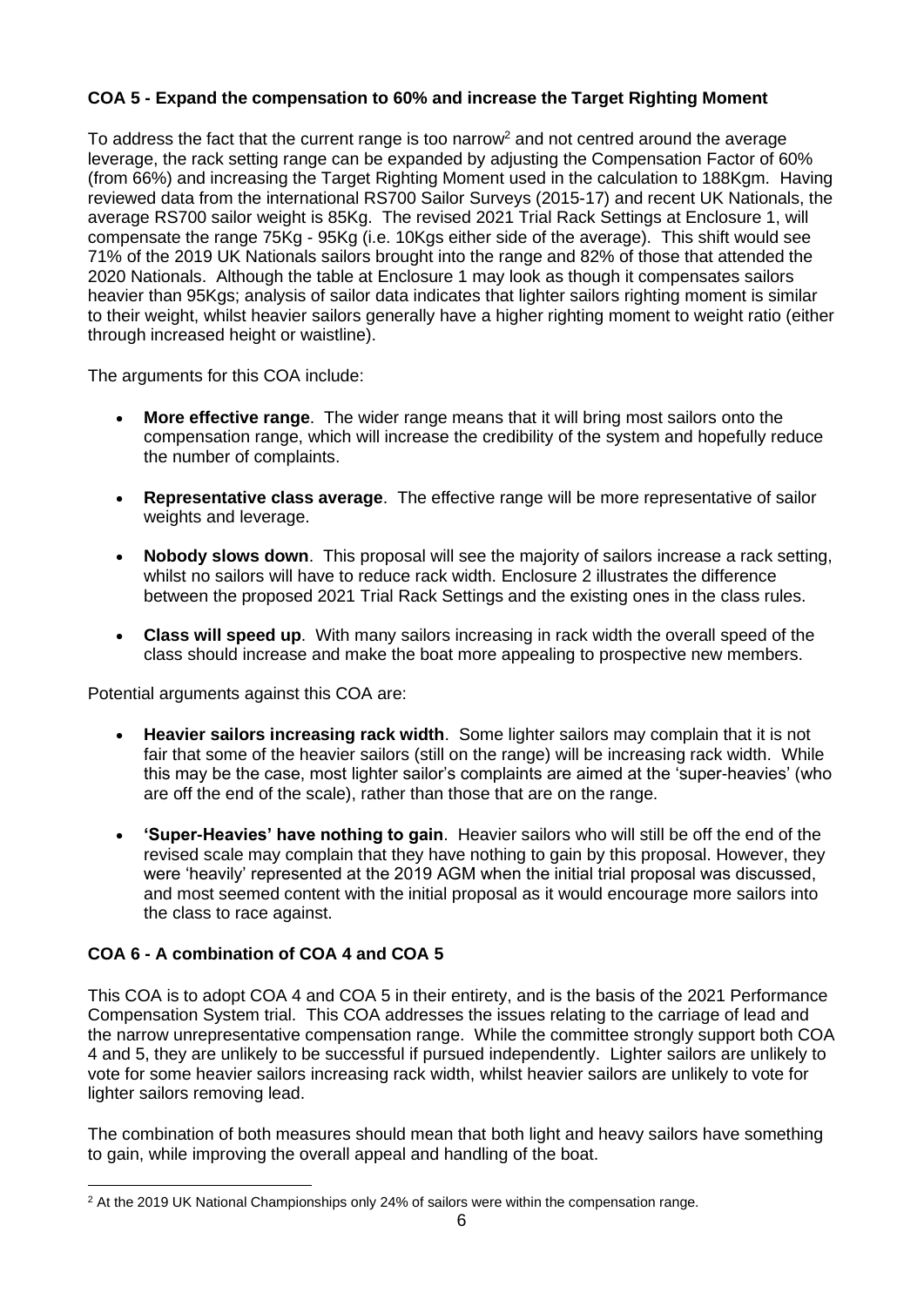**COA 5 - Expand the compensation to 60% and increase the Target Righting Moment**

To address the fact that the current range is too narrow[2] and not centred around the average leverage, the rack setting range can be expanded by adjusting the Compensation Factor of 60% (from 66%) and increasing the Target Righting Moment used in the calculation to 188Kgm. Having reviewed data from the international RS700 Sailor Surveys (2015-17) and recent UK Nationals, the average RS700 sailor weight is 85Kg. The revised 2021 Trial Rack Settings at Enclosure 1, will compensate the range 75Kg - 95Kg (i.e. 10Kgs either side of the average). This shift would see 71% of the 2019 UK Nationals sailors brought into the range and 82% of those that attended the 2020 Nationals. Although the table at Enclosure 1 may look as though it compensates sailors heavier than 95Kgs; analysis of sailor data indicates that lighter sailors righting moment is similar to their weight, whilst heavier sailors generally have a higher righting moment to weight ratio (either through increased height or waistline).

The arguments for this COA include:

- **More effective range**. The wider range means that it will bring most sailors onto the compensation range, which will increase the credibility of the system and hopefully reduce the number of complaints.

- **Representative class average**. The effective range will be more representative of sailor weights and leverage.

- **Nobody slows down**. This proposal will see the majority of sailors increase a rack setting, whilst no sailors will have to reduce rack width. Enclosure 2 illustrates the difference between the proposed 2021 Trial Rack Settings and the existing ones in the class rules.

- **Class will speed up**. With many sailors increasing in rack width the overall speed of the class should increase and make the boat more appealing to prospective new members.

Potential arguments against this COA are:

- **Heavier sailors increasing rack width**. Some lighter sailors may complain that it is not fair that some of the heavier sailors (still on the range) will be increasing rack width. While this may be the case, most lighter sailor's complaints are aimed at the 'super-heavies' (who are off the end of the scale), rather than those that are on the range.

- **'Super-Heavies' have nothing to gain**. Heavier sailors who will still be off the end of the revised scale may complain that they have nothing to gain by this proposal. However, they were 'heavily' represented at the 2019 AGM when the initial trial proposal was discussed, and most seemed content with the initial proposal as it would encourage more sailors into the class to race against.

**COA 6 - A combination of COA 4 and COA 5**

This COA is to adopt COA 4 and COA 5 in their entirety, and is the basis of the 2021 Performance Compensation System trial. This COA addresses the issues relating to the carriage of lead and the narrow unrepresentative compensation range. While the committee strongly support both COA 4 and 5, they are unlikely to be successful if pursued independently. Lighter sailors are unlikely to vote for some heavier sailors increasing rack width, whilst heavier sailors are unlikely to vote for lighter sailors removing lead.

The combination of both measures should mean that both light and heavy sailors have something to gain, while improving the overall appeal and handling of the boat.

---

[2] At the 2019 UK National Championships only 24% of sailors were within the compensation range.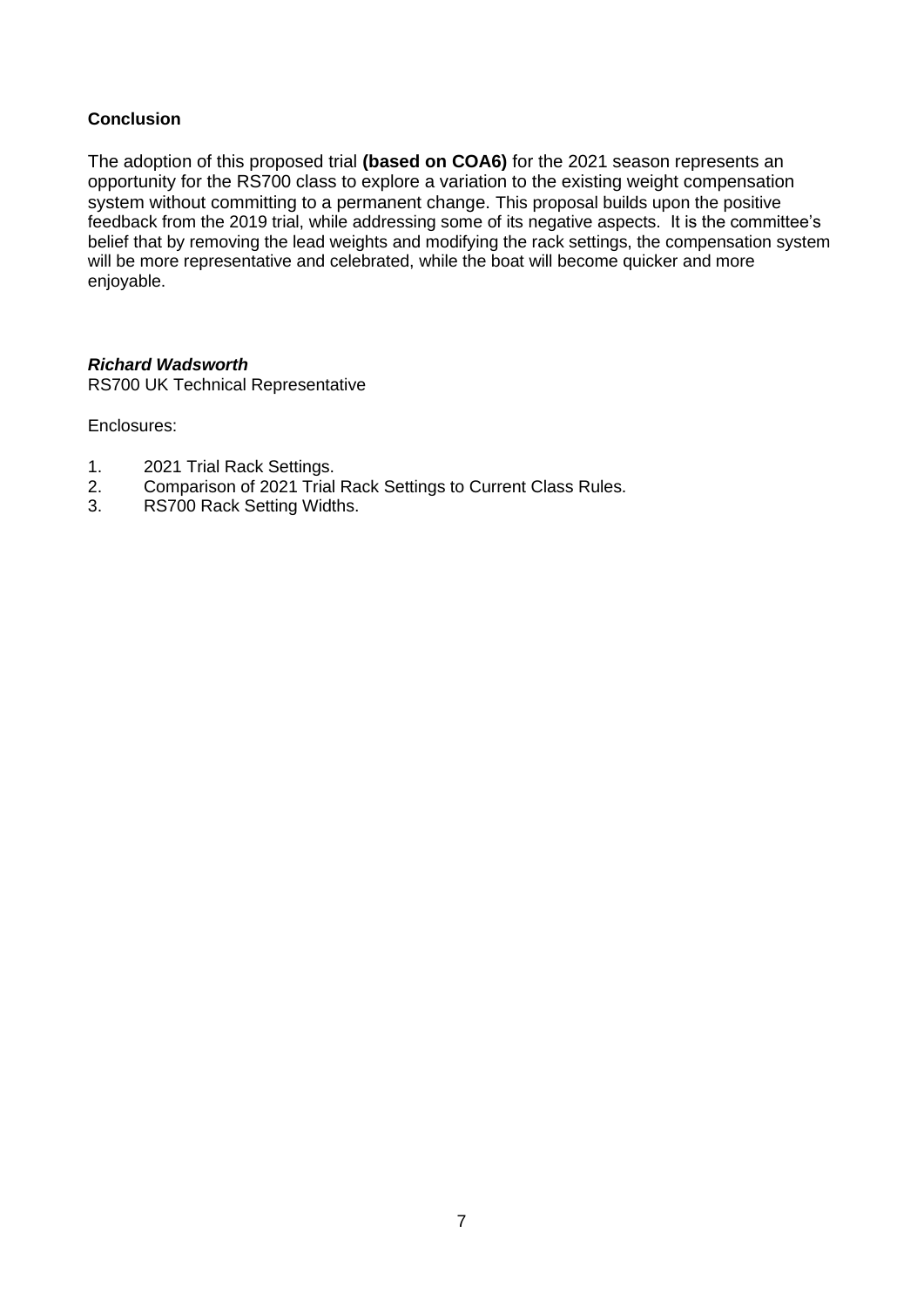**Conclusion**

The adoption of this proposed trial **(based on COA6)** for the 2021 season represents an opportunity for the RS700 class to explore a variation to the existing weight compensation system without committing to a permanent change. This proposal builds upon the positive feedback from the 2019 trial, while addressing some of its negative aspects. It is the committee's belief that by removing the lead weights and modifying the rack settings, the compensation system will be more representative and celebrated, while the boat will become quicker and more enjoyable.

***Richard Wadsworth***
RS700 UK Technical Representative

Enclosures:

1. 2021 Trial Rack Settings.
2. Comparison of 2021 Trial Rack Settings to Current Class Rules.
3. RS700 Rack Setting Widths.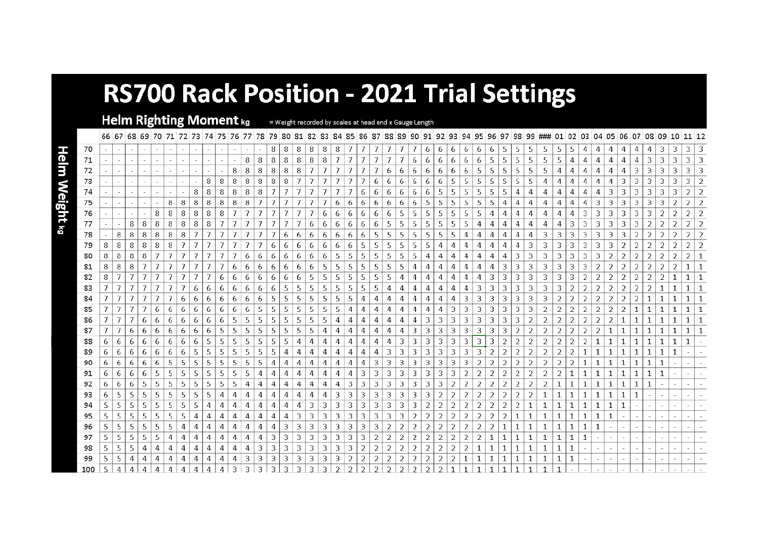# RS700 Rack Position - 2021 Trial Settings

## Helm Righting Moment kg

= Weight recorded by scales at head end x Gauge Length

**Helm Weight kg**

| | 66 | 67 | 68 | 69 | 70 | 71 | 72 | 73 | 74 | 75 | 76 | 77 | 78 | 79 | 80 | 81 | 82 | 83 | 84 | 85 | 86 | 87 | 88 | 89 | 90 | 91 | 92 | 93 | 94 | 95 | 96 | 97 | 98 | 99 | ### | 01 | 02 | 03 | 04 | 05 | 06 | 07 | 08 | 09 | 10 | 11 | 12 |
|---|---|---|---|---|---|---|---|---|---|---|---|---|---|---|---|---|---|---|---|---|---|---|---|---|---|---|---|---|---|---|---|---|---|---|---|---|---|---|---|---|---|---|---|---|---|---|---|
| 70 | - | - | - | - | - | - | - | - | - | - | - | - | - | 8 | 8 | 8 | 8 | 8 | 8 | 7 | 7 | 7 | 7 | 7 | 7 | 6 | 6 | 6 | 6 | 6 | 6 | 5 | 5 | 5 | 5 | 5 | 5 | 4 | 4 | 4 | 4 | 4 | 4 | 3 | 3 | 3 | 3 |
| 71 | - | - | - | - | - | - | - | - | - | - | - | 8 | 8 | 8 | 8 | 8 | 8 | 8 | 7 | 7 | 7 | 7 | 7 | 7 | 6 | 6 | 6 | 6 | 6 | 6 | 5 | 5 | 5 | 5 | 5 | 5 | 4 | 4 | 4 | 4 | 4 | 4 | 3 | 3 | 3 | 3 | 3 |
| 72 | - | - | - | - | - | - | - | - | - | - | 8 | 8 | 8 | 8 | 8 | 8 | 7 | 7 | 7 | 7 | 7 | 7 | 6 | 6 | 6 | 6 | 6 | 6 | 5 | 5 | 5 | 5 | 5 | 5 | 5 | 4 | 4 | 4 | 4 | 4 | 4 | 3 | 3 | 3 | 3 | 3 | 3 |
| 73 | - | - | - | - | - | - | - | - | 8 | 8 | 8 | 8 | 8 | 8 | 8 | 7 | 7 | 7 | 7 | 7 | 7 | 6 | 6 | 6 | 6 | 6 | 6 | 5 | 5 | 5 | 5 | 5 | 5 | 4 | 4 | 4 | 4 | 4 | 4 | 4 | 3 | 3 | 3 | 3 | 3 | 3 | 2 |
| 74 | - | - | - | - | - | - | - | 8 | 8 | 8 | 8 | 8 | 8 | 7 | 7 | 7 | 7 | 7 | 7 | 7 | 6 | 6 | 6 | 6 | 6 | 6 | 5 | 5 | 5 | 5 | 5 | 5 | 4 | 4 | 4 | 4 | 4 | 4 | 4 | 3 | 3 | 3 | 3 | 3 | 3 | 2 | 2 |
| 75 | - | - | - | - | - | - | 8 | 8 | 8 | 8 | 8 | 8 | 7 | 7 | 7 | 7 | 7 | 7 | 6 | 6 | 6 | 6 | 6 | 6 | 6 | 5 | 5 | 5 | 5 | 5 | 5 | 4 | 4 | 4 | 4 | 4 | 4 | 4 | 3 | 3 | 3 | 3 | 3 | 3 | 2 | 2 | 2 |
| 76 | - | - | - | - | 8 | 8 | 8 | 8 | 8 | 8 | 7 | 7 | 7 | 7 | 7 | 7 | 7 | 6 | 6 | 6 | 6 | 6 | 6 | 6 | 5 | 5 | 5 | 5 | 5 | 5 | 4 | 4 | 4 | 4 | 4 | 4 | 4 | 3 | 3 | 3 | 3 | 3 | 3 | 2 | 2 | 2 | 2 |
| 77 | - | - | 8 | 8 | 8 | 8 | 8 | 8 | 8 | 7 | 7 | 7 | 7 | 7 | 7 | 6 | 6 | 6 | 6 | 6 | 6 | 6 | 5 | 5 | 5 | 5 | 5 | 5 | 4 | 4 | 4 | 4 | 4 | 4 | 4 | 4 | 3 | 3 | 3 | 3 | 3 | 3 | 2 | 2 | 2 | 2 | 2 |
| 78 | - | 8 | 8 | 8 | 8 | 8 | 8 | 8 | 7 | 7 | 7 | 7 | 7 | 7 | 6 | 6 | 6 | 6 | 6 | 6 | 6 | 5 | 5 | 5 | 5 | 5 | 5 | 4 | 4 | 4 | 4 | 4 | 4 | 4 | 4 | 3 | 3 | 3 | 3 | 3 | 3 | 2 | 2 | 2 | 2 | 2 | 2 |
| 79 | 8 | 8 | 8 | 8 | 8 | 8 | 7 | 7 | 7 | 7 | 7 | 7 | 7 | 6 | 6 | 6 | 6 | 6 | 6 | 6 | 5 | 5 | 5 | 5 | 5 | 5 | 4 | 4 | 4 | 4 | 4 | 4 | 4 | 4 | 3 | 3 | 3 | 3 | 3 | 3 | 2 | 2 | 2 | 2 | 2 | 2 | 2 |
| 80 | 8 | 8 | 8 | 8 | 7 | 7 | 7 | 7 | 7 | 7 | 7 | 6 | 6 | 6 | 6 | 6 | 6 | 6 | 6 | 5 | 5 | 5 | 5 | 5 | 5 | 4 | 4 | 4 | 4 | 4 | 4 | 4 | 3 | 3 | 3 | 3 | 3 | 3 | 3 | 2 | 2 | 2 | 2 | 2 | 2 | 2 | 1 |
| 81 | 8 | 8 | 8 | 7 | 7 | 7 | 7 | 7 | 7 | 7 | 6 | 6 | 6 | 6 | 6 | 6 | 6 | 6 | 5 | 5 | 5 | 5 | 5 | 5 | 4 | 4 | 4 | 4 | 4 | 4 | 4 | 3 | 3 | 3 | 3 | 3 | 3 | 3 | 2 | 2 | 2 | 2 | 2 | 2 | 2 | 1 | 1 |
| 82 | 8 | 7 | 7 | 7 | 7 | 7 | 7 | 7 | 7 | 6 | 6 | 6 | 6 | 6 | 6 | 6 | 5 | 5 | 5 | 5 | 5 | 5 | 4 | 4 | 4 | 4 | 4 | 4 | 4 | 4 | 3 | 3 | 3 | 3 | 3 | 3 | 3 | 2 | 2 | 2 | 2 | 2 | 2 | 2 | 1 | 1 | 1 |
| 83 | 7 | 7 | 7 | 7 | 7 | 7 | 7 | 6 | 6 | 6 | 6 | 6 | 6 | 6 | 6 | 5 | 5 | 5 | 5 | 5 | 5 | 4 | 4 | 4 | 4 | 4 | 4 | 4 | 4 | 3 | 3 | 3 | 3 | 3 | 3 | 3 | 2 | 2 | 2 | 2 | 2 | 2 | 2 | 1 | 1 | 1 | 1 |
| 84 | 7 | 7 | 7 | 7 | 7 | 7 | 6 | 6 | 6 | 6 | 6 | 6 | 6 | 6 | 5 | 5 | 5 | 5 | 5 | 5 | 4 | 4 | 4 | 4 | 4 | 4 | 4 | 4 | 3 | 3 | 3 | 3 | 3 | 3 | 3 | 2 | 2 | 2 | 2 | 2 | 2 | 2 | 1 | 1 | 1 | 1 | 1 |
| 85 | 7 | 7 | 7 | 7 | 6 | 6 | 6 | 6 | 6 | 6 | 6 | 6 | 6 | 5 | 5 | 5 | 5 | 5 | 5 | 4 | 4 | 4 | 4 | 4 | 4 | 4 | 4 | 3 | 3 | 3 | 3 | 3 | 3 | 3 | 2 | 2 | 2 | 2 | 2 | 2 | 2 | 1 | 1 | 1 | 1 | 1 | 1 |
| 86 | 7 | 7 | 7 | 6 | 6 | 6 | 6 | 6 | 6 | 6 | 6 | 5 | 5 | 5 | 5 | 5 | 5 | 4 | 4 | 4 | 4 | 4 | 4 | 4 | 4 | 4 | 3 | 3 | 3 | 3 | 3 | 3 | 3 | 2 | 2 | 2 | 2 | 2 | 2 | 2 | 1 | 1 | 1 | 1 | 1 | 1 | 1 |
| 87 | 7 | 7 | 6 | 6 | 6 | 6 | 6 | 6 | 6 | 6 | 5 | 5 | 5 | 5 | 5 | 5 | 4 | 4 | 4 | 4 | 4 | 4 | 4 | 4 | 4 | 3 | 3 | 3 | 3 | 3 | 3 | 3 | 2 | 2 | 2 | 2 | 2 | 2 | 2 | 1 | 1 | 1 | 1 | 1 | 1 | 1 | 1 |
| 88 | 6 | 6 | 6 | 6 | 6 | 6 | 6 | 6 | 6 | 5 | 5 | 5 | 5 | 5 | 5 | 4 | 4 | 4 | 4 | 4 | 4 | 4 | 4 | 4 | 3 | 3 | 3 | 3 | 3 | 3 | 3 | 2 | 2 | 2 | 2 | 2 | 2 | 2 | 1 | 1 | 1 | 1 | 1 | 1 | 1 | 1 | - |
| 89 | 6 | 6 | 6 | 6 | 6 | 6 | 6 | 6 | 5 | 5 | 5 | 5 | 5 | 5 | 4 | 4 | 4 | 4 | 4 | 4 | 4 | 4 | 4 | 3 | 3 | 3 | 3 | 3 | 3 | 3 | 2 | 2 | 2 | 2 | 2 | 2 | 2 | 1 | 1 | 1 | 1 | 1 | 1 | 1 | 1 | - | - |
| 90 | 6 | 6 | 6 | 6 | 6 | 5 | 5 | 5 | 5 | 5 | 5 | 5 | 5 | 4 | 4 | 4 | 4 | 4 | 4 | 4 | 4 | 3 | 3 | 3 | 3 | 3 | 3 | 3 | 3 | 2 | 2 | 2 | 2 | 2 | 2 | 2 | 1 | 1 | 1 | 1 | 1 | 1 | 1 | 1 | - | - | - |
| 91 | 6 | 6 | 6 | 6 | 5 | 5 | 5 | 5 | 5 | 5 | 5 | 5 | 4 | 4 | 4 | 4 | 4 | 4 | 4 | 4 | 3 | 3 | 3 | 3 | 3 | 3 | 3 | 3 | 2 | 2 | 2 | 2 | 2 | 2 | 2 | 1 | 1 | 1 | 1 | 1 | 1 | 1 | 1 | 1 | - | - | - |
| 92 | 6 | 6 | 6 | 5 | 5 | 5 | 5 | 5 | 5 | 5 | 4 | 4 | 4 | 4 | 4 | 4 | 4 | 4 | 4 | 3 | 3 | 3 | 3 | 3 | 3 | 3 | 3 | 2 | 2 | 2 | 2 | 2 | 2 | 2 | 1 | 1 | 1 | 1 | 1 | 1 | 1 | 1 | 1 | - | - | - | - |
| 93 | 6 | 5 | 5 | 5 | 5 | 5 | 5 | 5 | 5 | 4 | 4 | 4 | 4 | 4 | 4 | 4 | 4 | 4 | 3 | 3 | 3 | 3 | 3 | 3 | 3 | 3 | 2 | 2 | 2 | 2 | 2 | 2 | 2 | 1 | 1 | 1 | 1 | 1 | 1 | 1 | 1 | 1 | - | - | - | - | - |
| 94 | 5 | 5 | 5 | 5 | 5 | 5 | 5 | 5 | 4 | 4 | 4 | 4 | 4 | 4 | 4 | 4 | 4 | 3 | 3 | 3 | 3 | 3 | 3 | 3 | 3 | 2 | 2 | 2 | 2 | 2 | 2 | 2 | 1 | 1 | 1 | 1 | 1 | 1 | 1 | 1 | 1 | - | - | - | - | - | - |
| 95 | 5 | 5 | 5 | 5 | 5 | 5 | 5 | 4 | 4 | 4 | 4 | 4 | 4 | 4 | 4 | 4 | 3 | 3 | 3 | 3 | 3 | 3 | 3 | 3 | 2 | 2 | 2 | 2 | 2 | 2 | 2 | 1 | 1 | 1 | 1 | 1 | 1 | 1 | 1 | 1 | - | - | - | - | - | - | - |
| 96 | 5 | 5 | 5 | 5 | 5 | 5 | 4 | 4 | 4 | 4 | 4 | 4 | 4 | 4 | 3 | 3 | 3 | 3 | 3 | 3 | 3 | 3 | 3 | 2 | 2 | 2 | 2 | 2 | 2 | 2 | 1 | 1 | 1 | 1 | 1 | 1 | 1 | 1 | 1 | - | - | - | - | - | - | - | - |
| 97 | 5 | 5 | 5 | 5 | 5 | 4 | 4 | 4 | 4 | 4 | 4 | 4 | 4 | 3 | 3 | 3 | 3 | 3 | 3 | 3 | 3 | 3 | 2 | 2 | 2 | 2 | 2 | 2 | 2 | 1 | 1 | 1 | 1 | 1 | 1 | 1 | 1 | 1 | - | - | - | - | - | - | - | - | - |
| 98 | 5 | 5 | 5 | 4 | 4 | 4 | 4 | 4 | 4 | 4 | 4 | 4 | 3 | 3 | 3 | 3 | 3 | 3 | 3 | 3 | 3 | 2 | 2 | 2 | 2 | 2 | 2 | 2 | 1 | 1 | 1 | 1 | 1 | 1 | 1 | 1 | 1 | - | - | - | - | - | - | - | - | - | - |
| 99 | 5 | 5 | 4 | 4 | 4 | 4 | 4 | 4 | 4 | 4 | 4 | 3 | 3 | 3 | 3 | 3 | 3 | 3 | 3 | 3 | 2 | 2 | 2 | 2 | 2 | 2 | 2 | 1 | 1 | 1 | 1 | 1 | 1 | 1 | 1 | 1 | 1 | - | - | - | - | - | - | - | - | - | - |
| 100 | 5 | 4 | 4 | 4 | 4 | 4 | 4 | 4 | 4 | 4 | 3 | 3 | 3 | 3 | 3 | 3 | 3 | 3 | 3 | 2 | 2 | 2 | 2 | 2 | 2 | 2 | 1 | 1 | 1 | 1 | 1 | 1 | 1 | 1 | 1 | 1 | - | - | - | - | - | - | - | - | - | - | - |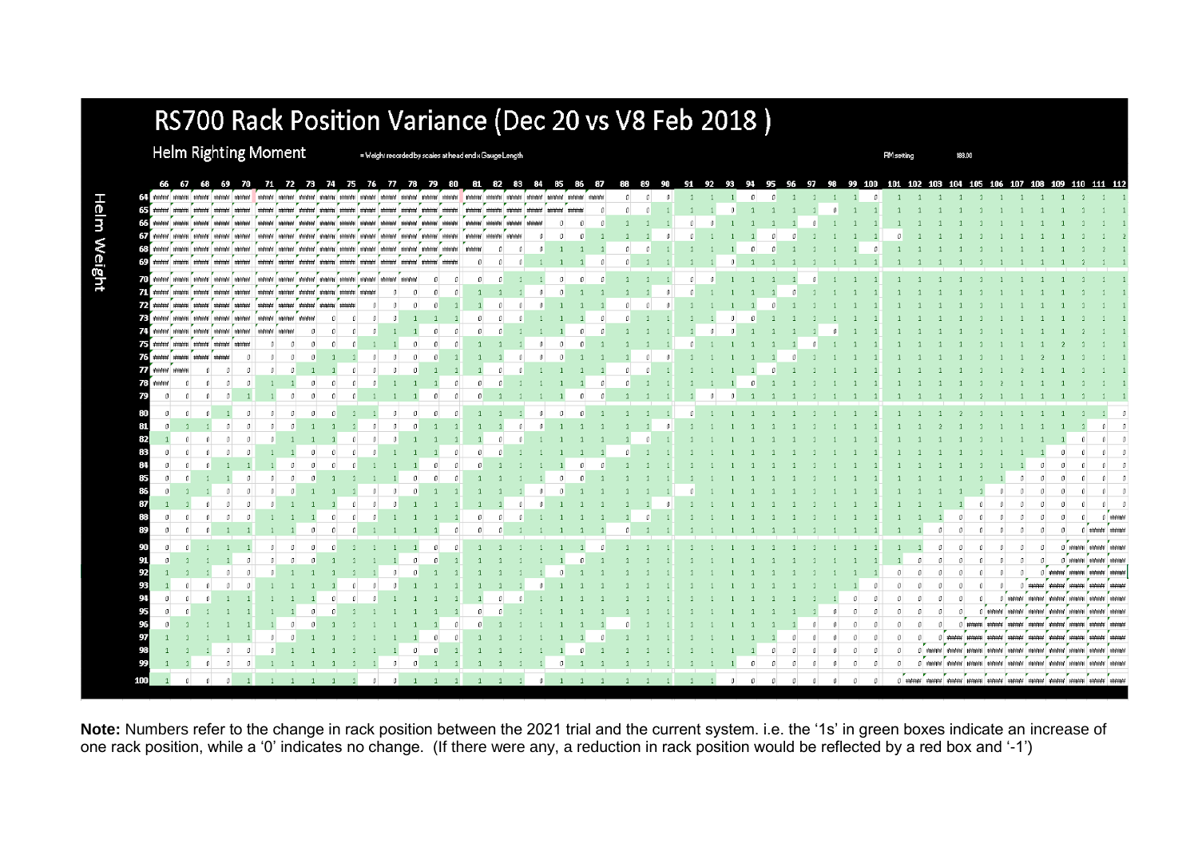# RS700 Rack Position Variance (Dec 20 vs V8 Feb 2018 )

## Helm Righting Moment

= Weight recorded by scales at head end x Gauge Length

RM setting 188.00

**Helm Weight** (rows) vs Gauge Length (columns); values below are a best-effort reading of the printed grid.

| Helm Weight | 66 | 67 | 68 | 69 | 70 | 71 | 72 | 73 | 74 | 75 | 76 | 77 | 78 | 79 | 80 | 81 | 82 | 83 | 84 | 85 | 86 | 87 | 88 | 89 | 90 | 91 | 92 | 93 | 94 | 95 | 96 | 97 | 98 | 99 | 100 | 101 | 102 | 103 | 104 | 105 | 106 | 107 | 108 | 109 | 110 | 111 | 112 |
|---|---|---|---|---|---|---|---|---|---|---|---|---|---|---|---|---|---|---|---|---|---|---|---|---|---|---|---|---|---|---|---|---|---|---|---|---|---|---|---|---|---|---|---|---|---|---|---|
| 64 | ##### | ##### | ##### | ##### | ##### | ##### | ##### | ##### | ##### | ##### | ##### | ##### | ##### | ##### | ##### | ##### | ##### | ##### | ##### | ##### | ##### | ##### | 0 | 0 | 0 | 1 | 1 | 1 | 0 | 0 | 1 | 1 | 1 | 1 | 0 | 1 | 1 | 1 | 1 | 1 | 1 | 1 | 1 | 1 | 1 | 1 | 1 |
| 65 | ##### | ##### | ##### | ##### | ##### | ##### | ##### | ##### | ##### | ##### | ##### | ##### | ##### | ##### | ##### | ##### | ##### | ##### | ##### | ##### | ##### | 0 | 0 | 0 | 1 | 1 | 1 | 0 | 1 | 1 | 1 | 1 | 0 | 1 | 1 | 1 | 1 | 1 | 1 | 1 | 1 | 1 | 1 | 1 | 1 | 1 | 1 |
| 66 | ##### | ##### | ##### | ##### | ##### | ##### | ##### | ##### | ##### | ##### | ##### | ##### | ##### | ##### | ##### | ##### | ##### | ##### | ##### | 0 | 0 | 0 | 1 | 1 | 1 | 0 | 0 | 1 | 1 | 1 | 1 | 0 | 1 | 1 | 1 | 1 | 1 | 1 | 1 | 1 | 1 | 1 | 1 | 1 | 1 | 1 | 1 |
| 67 | ##### | ##### | ##### | ##### | ##### | ##### | ##### | ##### | ##### | ##### | ##### | ##### | ##### | ##### | ##### | ##### | ##### | ##### | 0 | 0 | 0 | 1 | 1 | 1 | 0 | 0 | 1 | 1 | 1 | 0 | 0 | 1 | 1 | 1 | 1 | 0 | 1 | 1 | 1 | 1 | 1 | 1 | 1 | 1 | 1 | 1 | 2 |
| 68 | ##### | ##### | ##### | ##### | ##### | ##### | ##### | ##### | ##### | ##### | ##### | ##### | ##### | ##### | ##### | ##### | 0 | 0 | 0 | 1 | 1 | 1 | 0 | 0 | 1 | 1 | 1 | 1 | 0 | 0 | 1 | 1 | 1 | 1 | 0 | 1 | 1 | 1 | 1 | 1 | 1 | 1 | 1 | 1 | 1 | 1 | 1 |
| 69 | ##### | ##### | ##### | ##### | ##### | ##### | ##### | ##### | ##### | ##### | ##### | ##### | ##### | ##### | ##### | 0 | 0 | 0 | 1 | 1 | 1 | 0 | 0 | 1 | 1 | 1 | 1 | 0 | 1 | 1 | 1 | 1 | 1 | 1 | 1 | 1 | 1 | 1 | 1 | 1 | 1 | 1 | 1 | 1 | 1 | 1 | 1 |
| 70 | ##### | ##### | ##### | ##### | ##### | ##### | ##### | ##### | ##### | ##### | ##### | ##### | ##### | 0 | 0 | 0 | 0 | 1 | 1 | 0 | 0 | 0 | 1 | 1 | 1 | 0 | 0 | 1 | 1 | 1 | 1 | 0 | 1 | 1 | 1 | 1 | 1 | 1 | 1 | 1 | 1 | 1 | 1 | 1 | 1 | 1 | 1 |
| 71 | ##### | ##### | ##### | ##### | ##### | ##### | ##### | ##### | ##### | ##### | ##### | 0 | 0 | 0 | 0 | 1 | 1 | 1 | 0 | 0 | 1 | 1 | 1 | 1 | 0 | 0 | 1 | 1 | 1 | 1 | 0 | 1 | 1 | 1 | 1 | 1 | 1 | 1 | 1 | 1 | 1 | 1 | 1 | 1 | 1 | 1 | 1 |
| 72 | ##### | ##### | ##### | ##### | ##### | ##### | ##### | ##### | ##### | ##### | 0 | 0 | 0 | 0 | 0 | 1 | 0 | 0 | 1 | 1 | 1 | 1 | 0 | 0 | 0 | 1 | 1 | 1 | 1 | 0 | 1 | 1 | 1 | 1 | 1 | 1 | 1 | 1 | 1 | 1 | 1 | 1 | 1 | 1 | 1 | 1 | 1 |
| 73 | ##### | ##### | ##### | ##### | ##### | ##### | ##### | ##### | ##### | 0 | 0 | 0 | 1 | 1 | 1 | 0 | 0 | 0 | 1 | 1 | 1 | 0 | 0 | 1 | 1 | 1 | 1 | 0 | 0 | 1 | 1 | 1 | 1 | 1 | 1 | 1 | 1 | 1 | 1 | 1 | 1 | 1 | 1 | 1 | 1 | 1 | 1 |
| 74 | ##### | ##### | ##### | ##### | ##### | ##### | ##### | 0 | 0 | 0 | 0 | 1 | 1 | 1 | 1 | 0 | 0 | 1 | 1 | 1 | 0 | 0 | 1 | 1 | 1 | 1 | 0 | 0 | 1 | 1 | 1 | 1 | 0 | 1 | 1 | 1 | 1 | 1 | 1 | 1 | 1 | 1 | 1 | 1 | 1 | 1 | 1 |
| 75 | ##### | ##### | ##### | ##### | ##### | 0 | 0 | 0 | 0 | 1 | 1 | 1 | 0 | 0 | 0 | 1 | 1 | 1 | 0 | 0 | 0 | 1 | 1 | 1 | 1 | 0 | 1 | 1 | 1 | 1 | 1 | 0 | 1 | 1 | 1 | 1 | 1 | 1 | 1 | 1 | 1 | 1 | 1 | 2 | 1 | 1 | 1 |
| 76 | ##### | ##### | ##### | ##### | 0 | 0 | 0 | 0 | 0 | 1 | 1 | 0 | 0 | 0 | 1 | 1 | 1 | 0 | 0 | 0 | 1 | 1 | 1 | 0 | 0 | 1 | 1 | 1 | 1 | 1 | 0 | 1 | 1 | 1 | 1 | 1 | 1 | 1 | 1 | 1 | 1 | 1 | 2 | 1 | 1 | 1 | 1 |
| 77 | ##### | ##### | 0 | 0 | 0 | 0 | 0 | 1 | 1 | 0 | 0 | 0 | 0 | 1 | 1 | 1 | 0 | 0 | 1 | 1 | 1 | 1 | 0 | 0 | 1 | 1 | 1 | 1 | 1 | 0 | 1 | 1 | 1 | 1 | 1 | 1 | 1 | 1 | 1 | 1 | 1 | 2 | 1 | 1 | 1 | 1 | 1 |
| 78 | ##### | 0 | 0 | 0 | 1 | 1 | 1 | 0 | 0 | 0 | 1 | 1 | 1 | 1 | 0 | 0 | 0 | 1 | 1 | 1 | 1 | 0 | 0 | 1 | 1 | 1 | 1 | 1 | 0 | 1 | 1 | 1 | 1 | 1 | 1 | 1 | 1 | 1 | 1 | 1 | 2 | 1 | 1 | 1 | 1 | 1 | 1 |
| 79 | 0 | 0 | 0 | 0 | 1 | 1 | 0 | 0 | 0 | 0 | 1 | 1 | 1 | 0 | 0 | 0 | 1 | 1 | 1 | 1 | 0 | 0 | 1 | 1 | 1 | 1 | 0 | 0 | 1 | 1 | 1 | 1 | 1 | 1 | 1 | 1 | 1 | 1 | 1 | 1 | 1 | 1 | 1 | 1 | 1 | 1 | 1 |
| 80 | 0 | 0 | 0 | 1 | 0 | 0 | 0 | 0 | 0 | 1 | 1 | 0 | 0 | 0 | 0 | 1 | 1 | 1 | 0 | 0 | 0 | 1 | 1 | 1 | 1 | 0 | 1 | 1 | 1 | 1 | 1 | 1 | 1 | 1 | 1 | 1 | 1 | 1 | 2 | 1 | 1 | 1 | 1 | 1 | 1 | 1 | 0 |
| 81 | 0 | 1 | 1 | 0 | 0 | 0 | 0 | 1 | 1 | 1 | 0 | 0 | 0 | 1 | 1 | 1 | 1 | 0 | 0 | 1 | 1 | 1 | 1 | 1 | 0 | 1 | 1 | 1 | 1 | 1 | 1 | 1 | 1 | 1 | 1 | 1 | 1 | 2 | 1 | 1 | 1 | 1 | 1 | 1 | 1 | 0 | 0 |
| 82 | 1 | 0 | 0 | 0 | 0 | 0 | 1 | 1 | 1 | 0 | 0 | 0 | 0 | 1 | 1 | 1 | 0 | 0 | 1 | 1 | 1 | 1 | 1 | 0 | 1 | 1 | 1 | 1 | 1 | 1 | 1 | 1 | 1 | 1 | 1 | 1 | 1 | 1 | 1 | 1 | 1 | 1 | 1 | 1 | 0 | 0 | 0 |
| 83 | 0 | 0 | 0 | 0 | 0 | 1 | 1 | 0 | 0 | 0 | 0 | 1 | 1 | 1 | 0 | 0 | 0 | 1 | 1 | 1 | 1 | 1 | 0 | 1 | 1 | 1 | 1 | 1 | 1 | 1 | 1 | 1 | 1 | 1 | 1 | 1 | 1 | 1 | 1 | 1 | 1 | 1 | 1 | 0 | 0 | 0 | 0 |
| 84 | 0 | 0 | 0 | 1 | 1 | 1 | 0 | 0 | 0 | 0 | 1 | 1 | 1 | 0 | 0 | 0 | 1 | 1 | 1 | 1 | 0 | 0 | 1 | 1 | 1 | 1 | 1 | 1 | 1 | 1 | 1 | 1 | 1 | 1 | 1 | 1 | 1 | 1 | 1 | 1 | 1 | 1 | 0 | 0 | 0 | 0 | 0 |
| 85 | 0 | 0 | 1 | 1 | 0 | 0 | 0 | 0 | 1 | 1 | 1 | 1 | 0 | 0 | 0 | 1 | 1 | 1 | 1 | 0 | 0 | 1 | 1 | 1 | 1 | 1 | 1 | 1 | 1 | 1 | 1 | 1 | 1 | 1 | 1 | 1 | 1 | 1 | 1 | 1 | 1 | 0 | 0 | 0 | 0 | 0 | 0 |
| 86 | 0 | 1 | 1 | 0 | 0 | 0 | 0 | 1 | 1 | 1 | 0 | 0 | 0 | 0 | 1 | 1 | 1 | 1 | 0 | 0 | 1 | 1 | 1 | 1 | 1 | 0 | 1 | 1 | 1 | 1 | 1 | 1 | 1 | 1 | 1 | 1 | 1 | 1 | 1 | 1 | 0 | 0 | 0 | 0 | 0 | 0 | 0 |
| 87 | 1 | 1 | 0 | 0 | 0 | 0 | 1 | 1 | 1 | 0 | 0 | 0 | 1 | 1 | 1 | 1 | 1 | 0 | 0 | 1 | 1 | 1 | 1 | 1 | 0 | 1 | 1 | 1 | 1 | 1 | 1 | 1 | 1 | 1 | 1 | 1 | 1 | 1 | 0 | 0 | 0 | 0 | 0 | 0 | 0 | 0 | 0 |
| 88 | 0 | 0 | 0 | 0 | 0 | 1 | 1 | 1 | 0 | 0 | 0 | 1 | 1 | 1 | 1 | 0 | 0 | 0 | 1 | 1 | 1 | 1 | 1 | 0 | 1 | 1 | 1 | 1 | 1 | 1 | 1 | 1 | 1 | 1 | 1 | 1 | 1 | 0 | 0 | 0 | 0 | 0 | 0 | 0 | 0 | 0 | ##### |
| 89 | 0 | 0 | 0 | 1 | 1 | 1 | 1 | 0 | 0 | 0 | 1 | 1 | 1 | 1 | 0 | 0 | 0 | 1 | 1 | 1 | 1 | 1 | 0 | 1 | 1 | 1 | 1 | 1 | 1 | 1 | 1 | 1 | 1 | 1 | 1 | 1 | 1 | 0 | 0 | 0 | 0 | 0 | 0 | 0 | 0 | ##### | ##### |
| 90 | 0 | 0 | 1 | 1 | 1 | 0 | 0 | 0 | 0 | 1 | 1 | 1 | 1 | 0 | 0 | 1 | 1 | 1 | 1 | 1 | 1 | 0 | 1 | 1 | 1 | 1 | 1 | 1 | 1 | 1 | 1 | 1 | 1 | 1 | 1 | 1 | 1 | 0 | 0 | 0 | 0 | 0 | 0 | 0 | ##### | ##### | ##### |
| 91 | 0 | 1 | 1 | 1 | 0 | 0 | 0 | 0 | 1 | 1 | 1 | 1 | 0 | 0 | 0 | 1 | 1 | 1 | 1 | 1 | 0 | 1 | 1 | 1 | 1 | 1 | 1 | 1 | 1 | 1 | 1 | 1 | 1 | 1 | 1 | 1 | 0 | 0 | 0 | 0 | 0 | 0 | 0 | 0 | ##### | ##### | ##### |
| 92 | 1 | 1 | 1 | 0 | 0 | 0 | 1 | 1 | 1 | 1 | 1 | 0 | 0 | 0 | 1 | 1 | 1 | 1 | 1 | 0 | 1 | 1 | 1 | 1 | 1 | 1 | 1 | 1 | 1 | 1 | 1 | 1 | 1 | 1 | 1 | 0 | 0 | 0 | 0 | 0 | 0 | 0 | 0 | ##### | ##### | ##### | ##### |
| 93 | 1 | 0 | 0 | 0 | 0 | 1 | 1 | 1 | 1 | 0 | 0 | 0 | 1 | 1 | 1 | 1 | 1 | 1 | 0 | 1 | 1 | 1 | 1 | 1 | 1 | 1 | 1 | 1 | 1 | 1 | 1 | 1 | 1 | 1 | 0 | 0 | 0 | 0 | 0 | 0 | 0 | 0 | ##### | ##### | ##### | ##### | ##### |
| 94 | 0 | 0 | 0 | 1 | 1 | 1 | 1 | 1 | 0 | 0 | 0 | 1 | 1 | 1 | 1 | 1 | 0 | 0 | 1 | 1 | 1 | 1 | 1 | 1 | 1 | 1 | 1 | 1 | 1 | 1 | 1 | 1 | 1 | 0 | 0 | 0 | 0 | 0 | 0 | 0 | 0 | ##### | ##### | ##### | ##### | ##### | ##### |
| 95 | 0 | 0 | 1 | 1 | 1 | 1 | 1 | 0 | 0 | 1 | 1 | 1 | 1 | 1 | 1 | 0 | 0 | 1 | 1 | 1 | 1 | 1 | 1 | 1 | 1 | 1 | 1 | 1 | 1 | 1 | 1 | 1 | 0 | 0 | 0 | 0 | 0 | 0 | 0 | 0 | ##### | ##### | ##### | ##### | ##### | ##### | ##### |
| 96 | 0 | 1 | 1 | 1 | 1 | 1 | 0 | 0 | 1 | 1 | 1 | 1 | 1 | 1 | 0 | 0 | 1 | 1 | 1 | 1 | 1 | 1 | 0 | 1 | 1 | 1 | 1 | 1 | 1 | 1 | 1 | 0 | 0 | 0 | 0 | 0 | 0 | 0 | 0 | ##### | ##### | ##### | ##### | ##### | ##### | ##### | ##### |
| 97 | 1 | 1 | 1 | 1 | 1 | 0 | 0 | 1 | 1 | 1 | 1 | 1 | 1 | 0 | 0 | 1 | 1 | 1 | 1 | 1 | 1 | 0 | 1 | 1 | 1 | 1 | 1 | 1 | 1 | 1 | 0 | 0 | 0 | 0 | 0 | 0 | 0 | 0 | ##### | ##### | ##### | ##### | ##### | ##### | ##### | ##### | ##### |
| 98 | 1 | 1 | 1 | 0 | 0 | 1 | 1 | 1 | 1 | 1 | 1 | 1 | 0 | 0 | 1 | 1 | 1 | 1 | 1 | 1 | 0 | 1 | 1 | 1 | 1 | 1 | 1 | 1 | 1 | 0 | 0 | 0 | 0 | 0 | 0 | 0 | 0 | ##### | ##### | ##### | ##### | ##### | ##### | ##### | ##### | ##### | ##### |
| 99 | 1 | 1 | 0 | 0 | 0 | 1 | 1 | 1 | 1 | 1 | 1 | 0 | 0 | 0 | 1 | 1 | 1 | 1 | 1 | 0 | 1 | 1 | 1 | 1 | 1 | 1 | 1 | 1 | 0 | 0 | 0 | 0 | 0 | 0 | 0 | 0 | 0 | ##### | ##### | ##### | ##### | ##### | ##### | ##### | ##### | ##### | ##### |
| 100 | 1 | 0 | 0 | 0 | 1 | 1 | 1 | 1 | 1 | 1 | 0 | 0 | 1 | 1 | 1 | 1 | 1 | 1 | 0 | 1 | 1 | 1 | 1 | 1 | 1 | 1 | 1 | 0 | 0 | 0 | 0 | 0 | 0 | 0 | 0 | 0 | ##### | ##### | ##### | ##### | ##### | ##### | ##### | ##### | ##### | ##### | ##### |

**Note:** Numbers refer to the change in rack position between the 2021 trial and the current system. i.e. the '1s' in green boxes indicate an increase of one rack position, while a '0' indicates no change. (If there were any, a reduction in rack position would be reflected by a red box and '-1')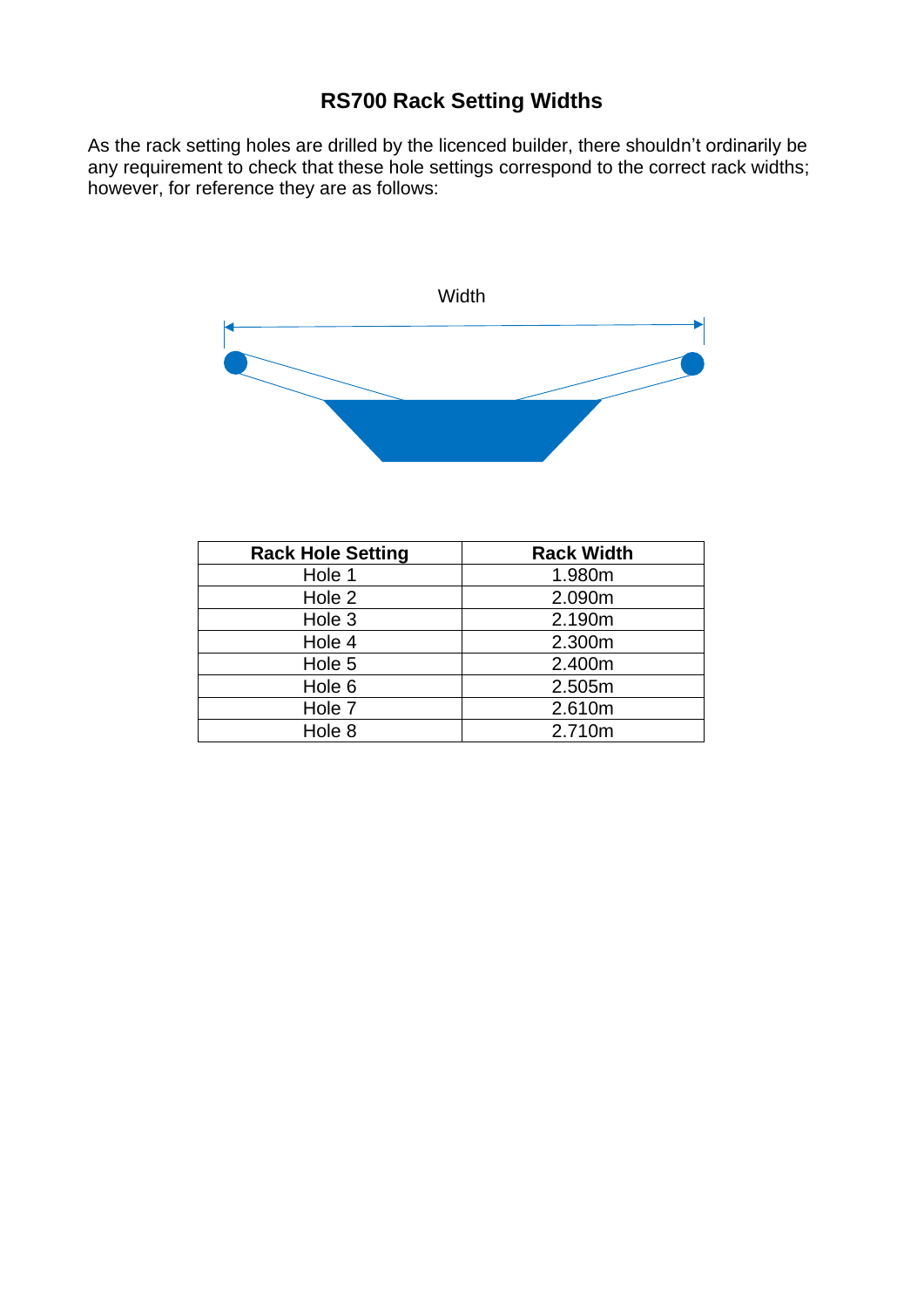# RS700 Rack Setting Widths

As the rack setting holes are drilled by the licenced builder, there shouldn't ordinarily be any requirement to check that these hole settings correspond to the correct rack widths; however, for reference they are as follows:

Width

| Rack Hole Setting | Rack Width |
|---|---|
| Hole 1 | 1.980m |
| Hole 2 | 2.090m |
| Hole 3 | 2.190m |
| Hole 4 | 2.300m |
| Hole 5 | 2.400m |
| Hole 6 | 2.505m |
| Hole 7 | 2.610m |
| Hole 8 | 2.710m |